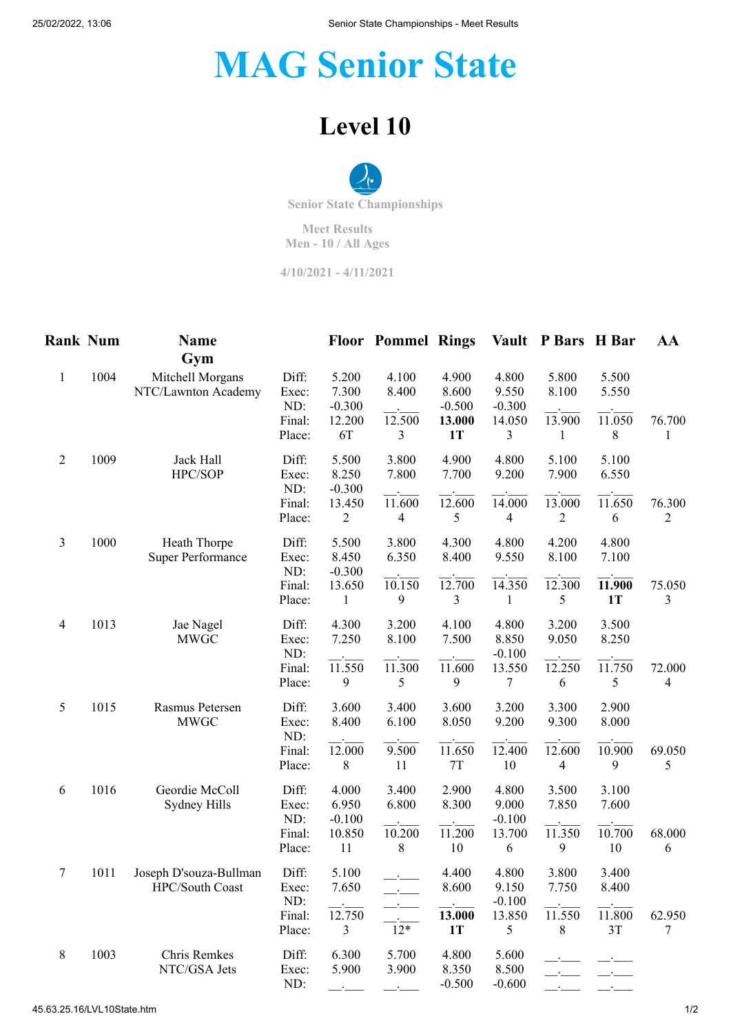# MAG Senior State

## Level 10

Senior State Championships

Meet Results
Men - 10 / All Ages

4/10/2021 - 4/11/2021

| Rank | Num | Name Gym | | Floor | Pommel | Rings | Vault | P Bars | H Bar | AA |
|---|---|---|---|---|---|---|---|---|---|---|
| 1 | 1004 | Mitchell Morgans NTC/Lawnton Academy | Diff: | 5.200 | 4.100 | 4.900 | 4.800 | 5.800 | 5.500 | |
| | | | Exec: | 7.300 | 8.400 | 8.600 | 9.550 | 8.100 | 5.550 | |
| | | | ND: | -0.300 | __.___ | -0.500 | -0.300 | __.___ | __.___ | |
| | | | Final: | 12.200 | 12.500 | **13.000** | 14.050 | 13.900 | 11.050 | 76.700 |
| | | | Place: | 6T | 3 | **1T** | 3 | 1 | 8 | 1 |
| 2 | 1009 | Jack Hall HPC/SOP | Diff: | 5.500 | 3.800 | 4.900 | 4.800 | 5.100 | 5.100 | |
| | | | Exec: | 8.250 | 7.800 | 7.700 | 9.200 | 7.900 | 6.550 | |
| | | | ND: | -0.300 | __.___ | __.___ | __.___ | __.___ | __.___ | |
| | | | Final: | 13.450 | 11.600 | 12.600 | 14.000 | 13.000 | 11.650 | 76.300 |
| | | | Place: | 2 | 4 | 5 | 4 | 2 | 6 | 2 |
| 3 | 1000 | Heath Thorpe Super Performance | Diff: | 5.500 | 3.800 | 4.300 | 4.800 | 4.200 | 4.800 | |
| | | | Exec: | 8.450 | 6.350 | 8.400 | 9.550 | 8.100 | 7.100 | |
| | | | ND: | -0.300 | __.___ | __.___ | __.___ | __.___ | __.___ | |
| | | | Final: | 13.650 | 10.150 | 12.700 | 14.350 | 12.300 | **11.900** | 75.050 |
| | | | Place: | 1 | 9 | 3 | 1 | 5 | **1T** | 3 |
| 4 | 1013 | Jae Nagel MWGC | Diff: | 4.300 | 3.200 | 4.100 | 4.800 | 3.200 | 3.500 | |
| | | | Exec: | 7.250 | 8.100 | 7.500 | 8.850 | 9.050 | 8.250 | |
| | | | ND: | __.___ | __.___ | __.___ | -0.100 | __.___ | __.___ | |
| | | | Final: | 11.550 | 11.300 | 11.600 | 13.550 | 12.250 | 11.750 | 72.000 |
| | | | Place: | 9 | 5 | 9 | 7 | 6 | 5 | 4 |
| 5 | 1015 | Rasmus Petersen MWGC | Diff: | 3.600 | 3.400 | 3.600 | 3.200 | 3.300 | 2.900 | |
| | | | Exec: | 8.400 | 6.100 | 8.050 | 9.200 | 9.300 | 8.000 | |
| | | | ND: | __.___ | __.___ | __.___ | __.___ | __.___ | __.___ | |
| | | | Final: | 12.000 | 9.500 | 11.650 | 12.400 | 12.600 | 10.900 | 69.050 |
| | | | Place: | 8 | 11 | 7T | 10 | 4 | 9 | 5 |
| 6 | 1016 | Geordie McColl Sydney Hills | Diff: | 4.000 | 3.400 | 2.900 | 4.800 | 3.500 | 3.100 | |
| | | | Exec: | 6.950 | 6.800 | 8.300 | 9.000 | 7.850 | 7.600 | |
| | | | ND: | -0.100 | __.___ | __.___ | -0.100 | __.___ | __.___ | |
| | | | Final: | 10.850 | 10.200 | 11.200 | 13.700 | 11.350 | 10.700 | 68.000 |
| | | | Place: | 11 | 8 | 10 | 6 | 9 | 10 | 6 |
| 7 | 1011 | Joseph D'souza-Bullman HPC/South Coast | Diff: | 5.100 | __.___ | 4.400 | 4.800 | 3.800 | 3.400 | |
| | | | Exec: | 7.650 | __.___ | 8.600 | 9.150 | 7.750 | 8.400 | |
| | | | ND: | __.___ | __.___ | __.___ | -0.100 | __.___ | __.___ | |
| | | | Final: | 12.750 | __.___ | **13.000** | 13.850 | 11.550 | 11.800 | 62.950 |
| | | | Place: | 3 | 12* | **1T** | 5 | 8 | 3T | 7 |
| 8 | 1003 | Chris Remkes NTC/GSA Jets | Diff: | 6.300 | 5.700 | 4.800 | 5.600 | __.___ | __.___ | |
| | | | Exec: | 5.900 | 3.900 | 8.350 | 8.500 | __.___ | __.___ | |
| | | | ND: | __.___ | __.___ | -0.500 | -0.600 | __.___ | __.___ | |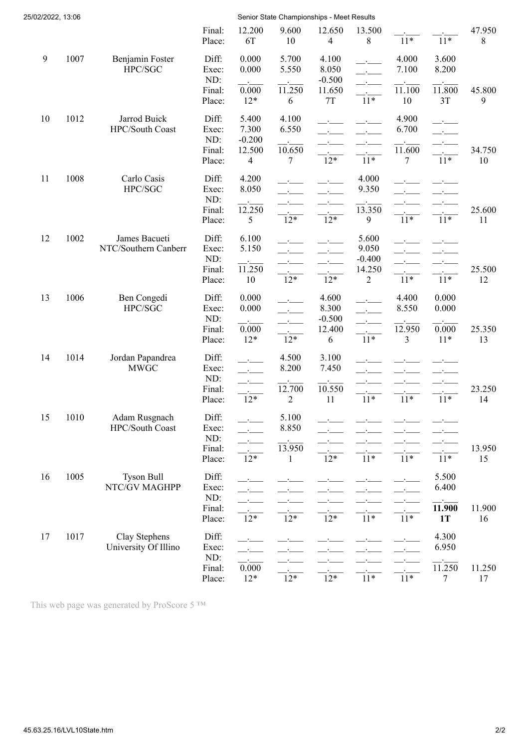| | | | | | | | | | | |
|---|---|---|---|---|---|---|---|---|---|---|
| | | | Final: | 12.200 | 9.600 | 12.650 | 13.500 | | | 47.950 |
| | | | Place: | 6T | 10 | 4 | 8 | 11* | 11* | 8 |
| 9 | 1007 | Benjamin Foster | Diff: | 0.000 | 5.700 | 4.100 | | 4.000 | 3.600 | |
| | | HPC/SGC | Exec: | 0.000 | 5.550 | 8.050 | | 7.100 | 8.200 | |
| | | | ND: | | | -0.500 | | | | |
| | | | Final: | 0.000 | 11.250 | 11.650 | | 11.100 | 11.800 | 45.800 |
| | | | Place: | 12* | 6 | 7T | 11* | 10 | 3T | 9 |
| 10 | 1012 | Jarrod Buick | Diff: | 5.400 | 4.100 | | | 4.900 | | |
| | | HPC/South Coast | Exec: | 7.300 | 6.550 | | | 6.700 | | |
| | | | ND: | -0.200 | | | | | | |
| | | | Final: | 12.500 | 10.650 | | | 11.600 | | 34.750 |
| | | | Place: | 4 | 7 | 12* | 11* | 7 | 11* | 10 |
| 11 | 1008 | Carlo Casis | Diff: | 4.200 | | | 4.000 | | | |
| | | HPC/SGC | Exec: | 8.050 | | | 9.350 | | | |
| | | | ND: | | | | | | | |
| | | | Final: | 12.250 | | | 13.350 | | | 25.600 |
| | | | Place: | 5 | 12* | 12* | 9 | 11* | 11* | 11 |
| 12 | 1002 | James Bacueti | Diff: | 6.100 | | | 5.600 | | | |
| | | NTC/Southern Canberr | Exec: | 5.150 | | | 9.050 | | | |
| | | | ND: | | | | -0.400 | | | |
| | | | Final: | 11.250 | | | 14.250 | | | 25.500 |
| | | | Place: | 10 | 12* | 12* | 2 | 11* | 11* | 12 |
| 13 | 1006 | Ben Congedi | Diff: | 0.000 | | 4.600 | | 4.400 | 0.000 | |
| | | HPC/SGC | Exec: | 0.000 | | 8.300 | | 8.550 | 0.000 | |
| | | | ND: | | | -0.500 | | | | |
| | | | Final: | 0.000 | | 12.400 | | 12.950 | 0.000 | 25.350 |
| | | | Place: | 12* | 12* | 6 | 11* | 3 | 11* | 13 |
| 14 | 1014 | Jordan Papandrea | Diff: | | 4.500 | 3.100 | | | | |
| | | MWGC | Exec: | | 8.200 | 7.450 | | | | |
| | | | ND: | | | | | | | |
| | | | Final: | | 12.700 | 10.550 | | | | 23.250 |
| | | | Place: | 12* | 2 | 11 | 11* | 11* | 11* | 14 |
| 15 | 1010 | Adam Rusgnach | Diff: | | 5.100 | | | | | |
| | | HPC/South Coast | Exec: | | 8.850 | | | | | |
| | | | ND: | | | | | | | |
| | | | Final: | | 13.950 | | | | | 13.950 |
| | | | Place: | 12* | 1 | 12* | 11* | 11* | 11* | 15 |
| 16 | 1005 | Tyson Bull | Diff: | | | | | | 5.500 | |
| | | NTC/GV MAGHPP | Exec: | | | | | | 6.400 | |
| | | | ND: | | | | | | | |
| | | | Final: | | | | | | **11.900** | 11.900 |
| | | | Place: | 12* | 12* | 12* | 11* | 11* | **1T** | 16 |
| 17 | 1017 | Clay Stephens | Diff: | | | | | | 4.300 | |
| | | University Of Illino | Exec: | | | | | | 6.950 | |
| | | | ND: | | | | | | | |
| | | | Final: | 0.000 | | | | | 11.250 | 11.250 |
| | | | Place: | 12* | 12* | 12* | 11* | 11* | 7 | 17 |

This web page was generated by ProScore 5 ™